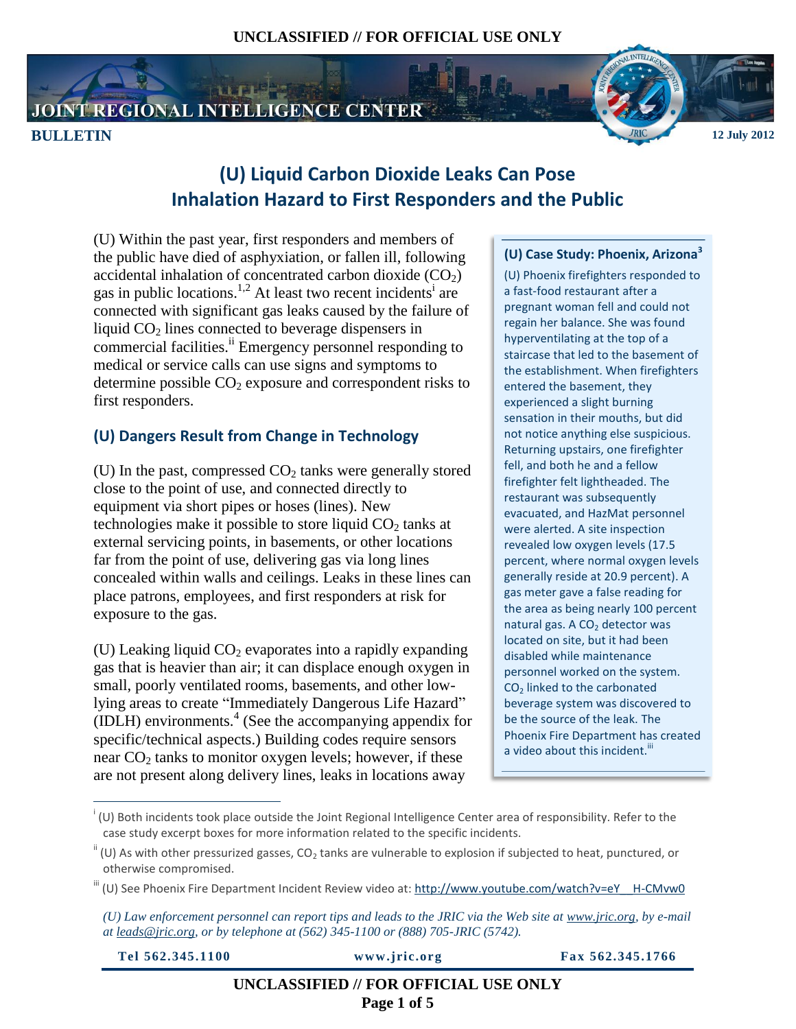**UNCLASSIFIED // FOR OFFICIAL USE ONLY**

**JOINT REGIONAL INTELLIGENCE CENTER**

**BULLETIN**

**12 July 2012**

# (U) Liquid Carbon Dioxide Leaks Can Pose Inhalation Hazard to First Responders and the Public

(U) Within the past year, first responders and members of the public have died of asphyxiation, or fallen ill, following accidental inhalation of concentrated carbon dioxide ($CO_2$) gas in public locations.[1,2] At least two recent incidents[i] are connected with significant gas leaks caused by the failure of liquid $CO_2$ lines connected to beverage dispensers in commercial facilities.[ii] Emergency personnel responding to medical or service calls can use signs and symptoms to determine possible $CO_2$ exposure and correspondent risks to first responders.

## (U) Dangers Result from Change in Technology

(U) In the past, compressed $CO_2$ tanks were generally stored close to the point of use, and connected directly to equipment via short pipes or hoses (lines). New technologies make it possible to store liquid $CO_2$ tanks at external servicing points, in basements, or other locations far from the point of use, delivering gas via long lines concealed within walls and ceilings. Leaks in these lines can place patrons, employees, and first responders at risk for exposure to the gas.

(U) Leaking liquid $CO_2$ evaporates into a rapidly expanding gas that is heavier than air; it can displace enough oxygen in small, poorly ventilated rooms, basements, and other low-lying areas to create "Immediately Dangerous Life Hazard" (IDLH) environments.[4] (See the accompanying appendix for specific/technical aspects.) Building codes require sensors near $CO_2$ tanks to monitor oxygen levels; however, if these are not present along delivery lines, leaks in locations away

### (U) Case Study: Phoenix, Arizona[3]

(U) Phoenix firefighters responded to a fast-food restaurant after a pregnant woman fell and could not regain her balance. She was found hyperventilating at the top of a staircase that led to the basement of the establishment. When firefighters entered the basement, they experienced a slight burning sensation in their mouths, but did not notice anything else suspicious. Returning upstairs, one firefighter fell, and both he and a fellow firefighter felt lightheaded. The restaurant was subsequently evacuated, and HazMat personnel were alerted. A site inspection revealed low oxygen levels (17.5 percent, where normal oxygen levels generally reside at 20.9 percent). A gas meter gave a false reading for the area as being nearly 100 percent natural gas. A $CO_2$ detector was located on site, but it had been disabled while maintenance personnel worked on the system. $CO_2$ linked to the carbonated beverage system was discovered to be the source of the leak. The Phoenix Fire Department has created a video about this incident.[iii]

---

[i] (U) Both incidents took place outside the Joint Regional Intelligence Center area of responsibility. Refer to the case study excerpt boxes for more information related to the specific incidents.

[ii] (U) As with other pressurized gasses, $CO_2$ tanks are vulnerable to explosion if subjected to heat, punctured, or otherwise compromised.

[iii] (U) See Phoenix Fire Department Incident Review video at: http://www.youtube.com/watch?v=eY__H-CMvw0

*(U) Law enforcement personnel can report tips and leads to the JRIC via the Web site at www.jric.org, by e-mail at leads@jric.org, or by telephone at (562) 345-1100 or (888) 705-JRIC (5742).*

**Tel 562.345.1100** | **www.jric.org** | **Fax 562.345.1766**

**UNCLASSIFIED // FOR OFFICIAL USE ONLY**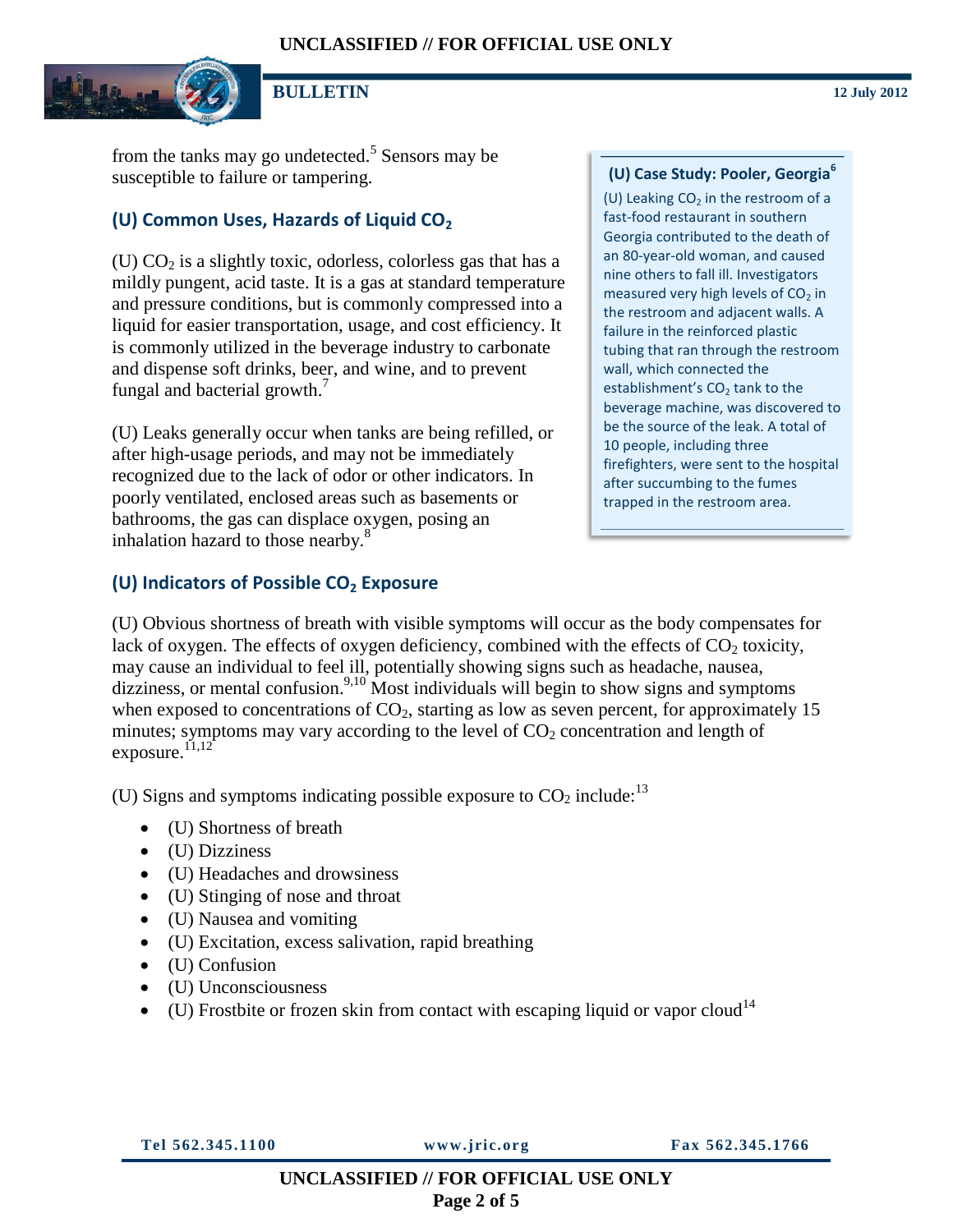from the tanks may go undetected.[5] Sensors may be susceptible to failure or tampering.

## (U) Common Uses, Hazards of Liquid $CO_2$

(U) $CO_2$ is a slightly toxic, odorless, colorless gas that has a mildly pungent, acid taste. It is a gas at standard temperature and pressure conditions, but is commonly compressed into a liquid for easier transportation, usage, and cost efficiency. It is commonly utilized in the beverage industry to carbonate and dispense soft drinks, beer, and wine, and to prevent fungal and bacterial growth.[7]

(U) Leaks generally occur when tanks are being refilled, or after high-usage periods, and may not be immediately recognized due to the lack of odor or other indicators. In poorly ventilated, enclosed areas such as basements or bathrooms, the gas can displace oxygen, posing an inhalation hazard to those nearby.[8]

### (U) Case Study: Pooler, Georgia[6]

(U) Leaking $CO_2$ in the restroom of a fast-food restaurant in southern Georgia contributed to the death of an 80-year-old woman, and caused nine others to fall ill. Investigators measured very high levels of $CO_2$ in the restroom and adjacent walls. A failure in the reinforced plastic tubing that ran through the restroom wall, which connected the establishment's $CO_2$ tank to the beverage machine, was discovered to be the source of the leak. A total of 10 people, including three firefighters, were sent to the hospital after succumbing to the fumes trapped in the restroom area.

## (U) Indicators of Possible $CO_2$ Exposure

(U) Obvious shortness of breath with visible symptoms will occur as the body compensates for lack of oxygen. The effects of oxygen deficiency, combined with the effects of $CO_2$ toxicity, may cause an individual to feel ill, potentially showing signs such as headache, nausea, dizziness, or mental confusion.[9,10] Most individuals will begin to show signs and symptoms when exposed to concentrations of $CO_2$, starting as low as seven percent, for approximately 15 minutes; symptoms may vary according to the level of $CO_2$ concentration and length of exposure.[11,12]

(U) Signs and symptoms indicating possible exposure to $CO_2$ include:[13]

- (U) Shortness of breath
- (U) Dizziness
- (U) Headaches and drowsiness
- (U) Stinging of nose and throat
- (U) Nausea and vomiting
- (U) Excitation, excess salivation, rapid breathing
- (U) Confusion
- (U) Unconsciousness
- (U) Frostbite or frozen skin from contact with escaping liquid or vapor cloud[14]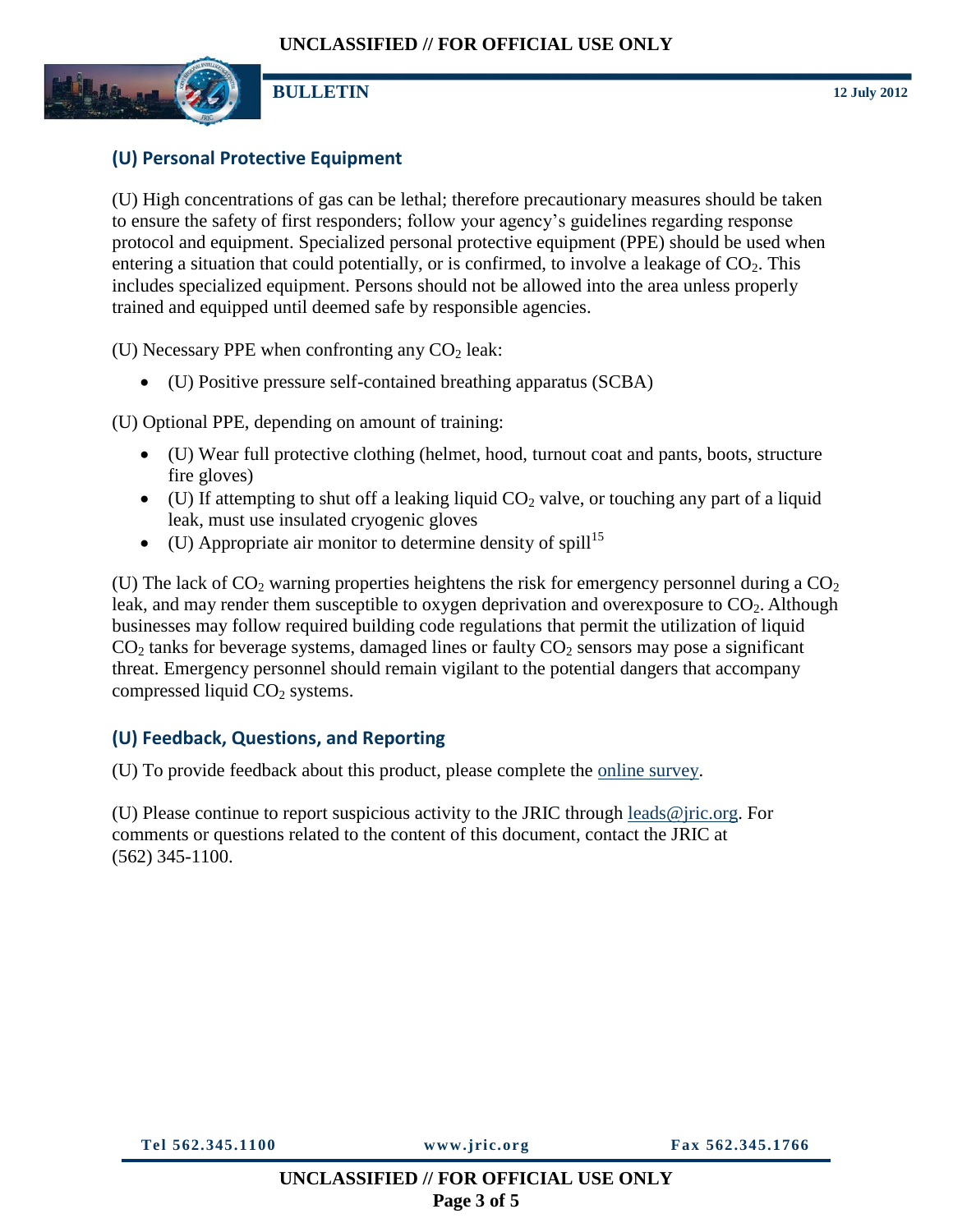## (U) Personal Protective Equipment

(U) High concentrations of gas can be lethal; therefore precautionary measures should be taken to ensure the safety of first responders; follow your agency's guidelines regarding response protocol and equipment. Specialized personal protective equipment (PPE) should be used when entering a situation that could potentially, or is confirmed, to involve a leakage of $CO_2$. This includes specialized equipment. Persons should not be allowed into the area unless properly trained and equipped until deemed safe by responsible agencies.

(U) Necessary PPE when confronting any $CO_2$ leak:

- (U) Positive pressure self-contained breathing apparatus (SCBA)

(U) Optional PPE, depending on amount of training:

- (U) Wear full protective clothing (helmet, hood, turnout coat and pants, boots, structure fire gloves)
- (U) If attempting to shut off a leaking liquid $CO_2$ valve, or touching any part of a liquid leak, must use insulated cryogenic gloves
- (U) Appropriate air monitor to determine density of spill[15]

(U) The lack of $CO_2$ warning properties heightens the risk for emergency personnel during a $CO_2$ leak, and may render them susceptible to oxygen deprivation and overexposure to $CO_2$. Although businesses may follow required building code regulations that permit the utilization of liquid $CO_2$ tanks for beverage systems, damaged lines or faulty $CO_2$ sensors may pose a significant threat. Emergency personnel should remain vigilant to the potential dangers that accompany compressed liquid $CO_2$ systems.

## (U) Feedback, Questions, and Reporting

(U) To provide feedback about this product, please complete the online survey.

(U) Please continue to report suspicious activity to the JRIC through leads@jric.org. For comments or questions related to the content of this document, contact the JRIC at (562) 345-1100.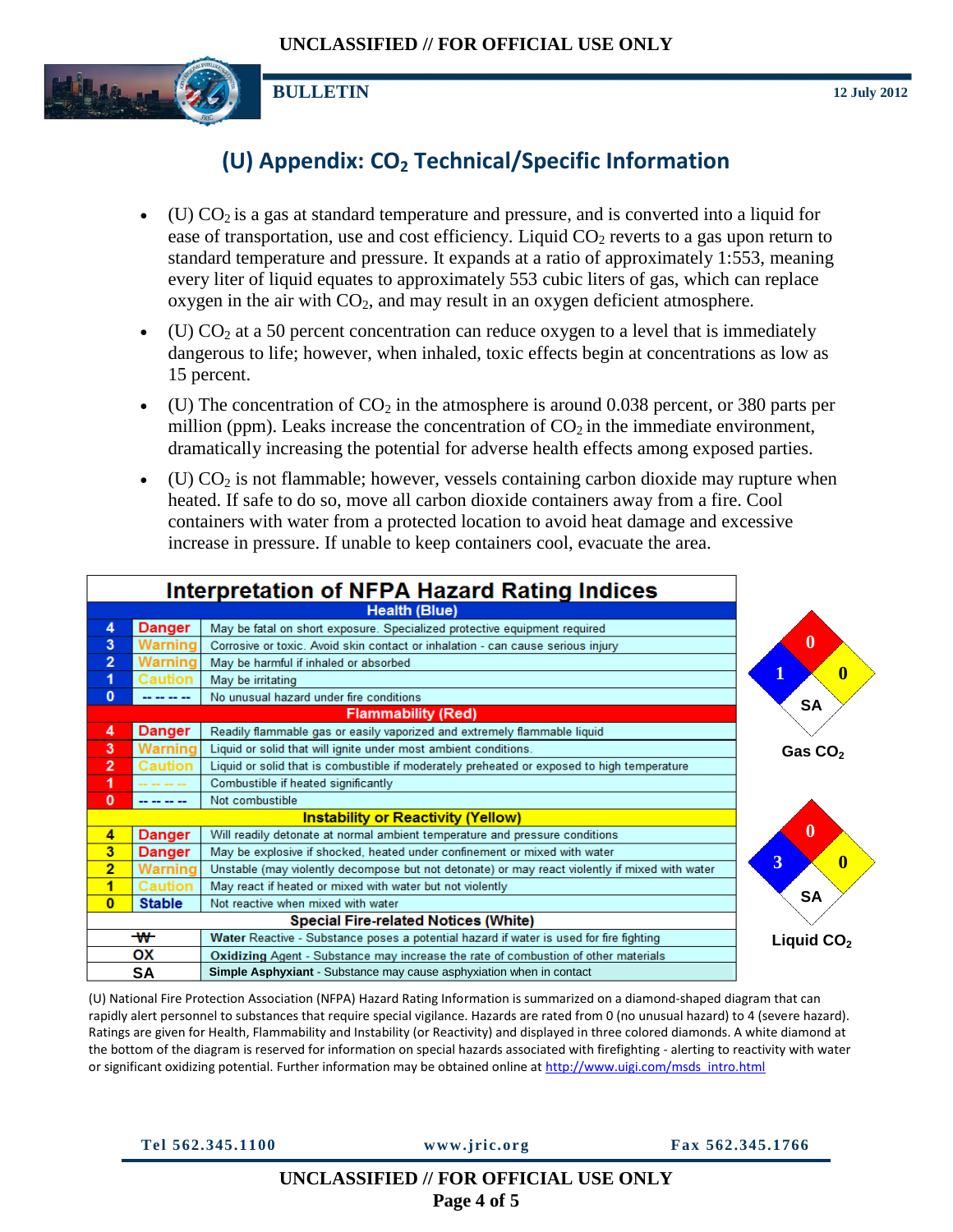# (U) Appendix: $CO_2$ Technical/Specific Information

- (U) $CO_2$ is a gas at standard temperature and pressure, and is converted into a liquid for ease of transportation, use and cost efficiency. Liquid $CO_2$ reverts to a gas upon return to standard temperature and pressure. It expands at a ratio of approximately 1:553, meaning every liter of liquid equates to approximately 553 cubic liters of gas, which can replace oxygen in the air with $CO_2$, and may result in an oxygen deficient atmosphere.
- (U) $CO_2$ at a 50 percent concentration can reduce oxygen to a level that is immediately dangerous to life; however, when inhaled, toxic effects begin at concentrations as low as 15 percent.
- (U) The concentration of $CO_2$ in the atmosphere is around 0.038 percent, or 380 parts per million (ppm). Leaks increase the concentration of $CO_2$ in the immediate environment, dramatically increasing the potential for adverse health effects among exposed parties.
- (U) $CO_2$ is not flammable; however, vessels containing carbon dioxide may rupture when heated. If safe to do so, move all carbon dioxide containers away from a fire. Cool containers with water from a protected location to avoid heat damage and excessive increase in pressure. If unable to keep containers cool, evacuate the area.

**Interpretation of NFPA Hazard Rating Indices**

| Rating | Level | Description |
|---|---|---|
| **Health (Blue)** | | |
| 4 | Danger | May be fatal on short exposure. Specialized protective equipment required |
| 3 | Warning | Corrosive or toxic. Avoid skin contact or inhalation - can cause serious injury |
| 2 | Warning | May be harmful if inhaled or absorbed |
| 1 | Caution | May be irritating |
| 0 | -- -- -- -- | No unusual hazard under fire conditions |
| **Flammability (Red)** | | |
| 4 | Danger | Readily flammable gas or easily vaporized and extremely flammable liquid |
| 3 | Warning | Liquid or solid that will ignite under most ambient conditions. |
| 2 | Caution | Liquid or solid that is combustible if moderately preheated or exposed to high temperature |
| 1 | -- -- -- -- | Combustible if heated significantly |
| 0 | -- -- -- -- | Not combustible |
| **Instability or Reactivity (Yellow)** | | |
| 4 | Danger | Will readily detonate at normal ambient temperature and pressure conditions |
| 3 | Danger | May be explosive if shocked, heated under confinement or mixed with water |
| 2 | Warning | Unstable (may violently decompose but not detonate) or may react violently if mixed with water |
| 1 | Caution | May react if heated or mixed with water but not violently |
| 0 | Stable | Not reactive when mixed with water |
| **Special Fire-related Notices (White)** | | |
| ~~W~~ | | **Water Reactive** - Substance poses a potential hazard if water is used for fire fighting |
| OX | | **Oxidizing Agent** - Substance may increase the rate of combustion of other materials |
| SA | | **Simple Asphyxiant** - Substance may cause asphyxiation when in contact |

| | Health (Blue) | Flammability (Red) | Instability (Yellow) | Special (White) |
|---|---|---|---|---|
| Gas $CO_2$ | 1 | 0 | 0 | SA |
| Liquid $CO_2$ | 3 | 0 | 0 | SA |

(U) National Fire Protection Association (NFPA) Hazard Rating Information is summarized on a diamond-shaped diagram that can rapidly alert personnel to substances that require special vigilance. Hazards are rated from 0 (no unusual hazard) to 4 (severe hazard). Ratings are given for Health, Flammability and Instability (or Reactivity) and displayed in three colored diamonds. A white diamond at the bottom of the diagram is reserved for information on special hazards associated with firefighting - alerting to reactivity with water or significant oxidizing potential. Further information may be obtained online at http://www.uigi.com/msds_intro.html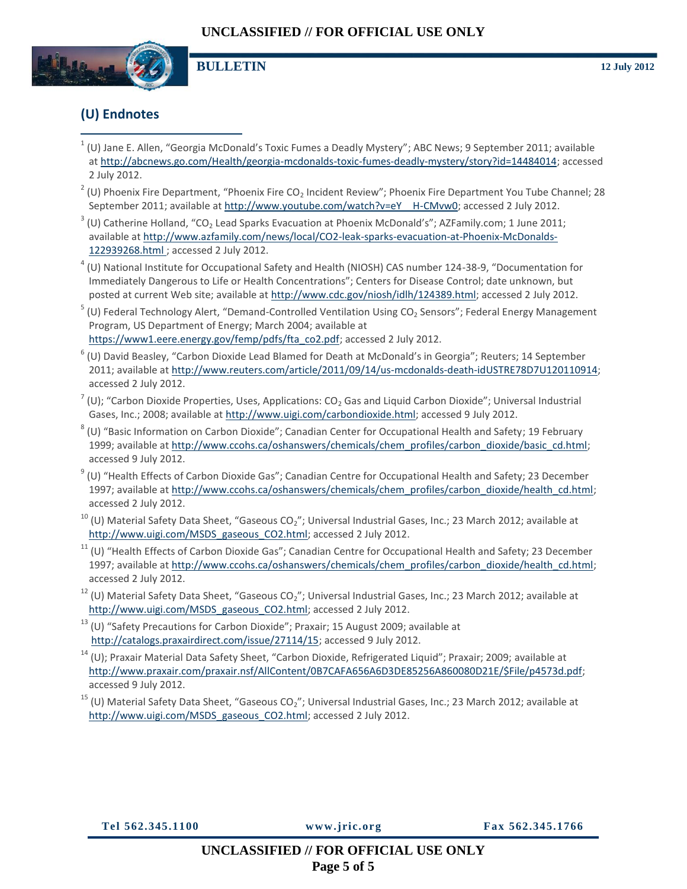## (U) Endnotes

[1] (U) Jane E. Allen, "Georgia McDonald's Toxic Fumes a Deadly Mystery"; ABC News; 9 September 2011; available at http://abcnews.go.com/Health/georgia-mcdonalds-toxic-fumes-deadly-mystery/story?id=14484014; accessed 2 July 2012.

[2] (U) Phoenix Fire Department, "Phoenix Fire $CO_2$ Incident Review"; Phoenix Fire Department You Tube Channel; 28 September 2011; available at http://www.youtube.com/watch?v=eY H-CMvw0; accessed 2 July 2012.

[3] (U) Catherine Holland, "$CO_2$ Lead Sparks Evacuation at Phoenix McDonald's"; AZFamily.com; 1 June 2011; available at http://www.azfamily.com/news/local/CO2-leak-sparks-evacuation-at-Phoenix-McDonalds-122939268.html ; accessed 2 July 2012.

[4] (U) National Institute for Occupational Safety and Health (NIOSH) CAS number 124-38-9, "Documentation for Immediately Dangerous to Life or Health Concentrations"; Centers for Disease Control; date unknown, but posted at current Web site; available at http://www.cdc.gov/niosh/idlh/124389.html; accessed 2 July 2012.

[5] (U) Federal Technology Alert, "Demand-Controlled Ventilation Using $CO_2$ Sensors"; Federal Energy Management Program, US Department of Energy; March 2004; available at https://www1.eere.energy.gov/femp/pdfs/fta_co2.pdf; accessed 2 July 2012.

[6] (U) David Beasley, "Carbon Dioxide Lead Blamed for Death at McDonald's in Georgia"; Reuters; 14 September 2011; available at http://www.reuters.com/article/2011/09/14/us-mcdonalds-death-idUSTRE78D7U120110914; accessed 2 July 2012.

[7] (U); "Carbon Dioxide Properties, Uses, Applications: $CO_2$ Gas and Liquid Carbon Dioxide"; Universal Industrial Gases, Inc.; 2008; available at http://www.uigi.com/carbondioxide.html; accessed 9 July 2012.

[8] (U) "Basic Information on Carbon Dioxide"; Canadian Center for Occupational Health and Safety; 19 February 1999; available at http://www.ccohs.ca/oshanswers/chemicals/chem_profiles/carbon_dioxide/basic_cd.html; accessed 9 July 2012.

[9] (U) "Health Effects of Carbon Dioxide Gas"; Canadian Centre for Occupational Health and Safety; 23 December 1997; available at http://www.ccohs.ca/oshanswers/chemicals/chem_profiles/carbon_dioxide/health_cd.html; accessed 2 July 2012.

[10] (U) Material Safety Data Sheet, "Gaseous $CO_2$"; Universal Industrial Gases, Inc.; 23 March 2012; available at http://www.uigi.com/MSDS_gaseous_CO2.html; accessed 2 July 2012.

[11] (U) "Health Effects of Carbon Dioxide Gas"; Canadian Centre for Occupational Health and Safety; 23 December 1997; available at http://www.ccohs.ca/oshanswers/chemicals/chem_profiles/carbon_dioxide/health_cd.html; accessed 2 July 2012.

[12] (U) Material Safety Data Sheet, "Gaseous $CO_2$"; Universal Industrial Gases, Inc.; 23 March 2012; available at http://www.uigi.com/MSDS_gaseous_CO2.html; accessed 2 July 2012.

[13] (U) "Safety Precautions for Carbon Dioxide"; Praxair; 15 August 2009; available at http://catalogs.praxairdirect.com/issue/27114/15; accessed 9 July 2012.

[14] (U); Praxair Material Data Safety Sheet, "Carbon Dioxide, Refrigerated Liquid"; Praxair; 2009; available at http://www.praxair.com/praxair.nsf/AllContent/0B7CAFA656A6D3DE85256A860080D21E/$File/p4573d.pdf; accessed 9 July 2012.

[15] (U) Material Safety Data Sheet, "Gaseous $CO_2$"; Universal Industrial Gases, Inc.; 23 March 2012; available at http://www.uigi.com/MSDS_gaseous_CO2.html; accessed 2 July 2012.